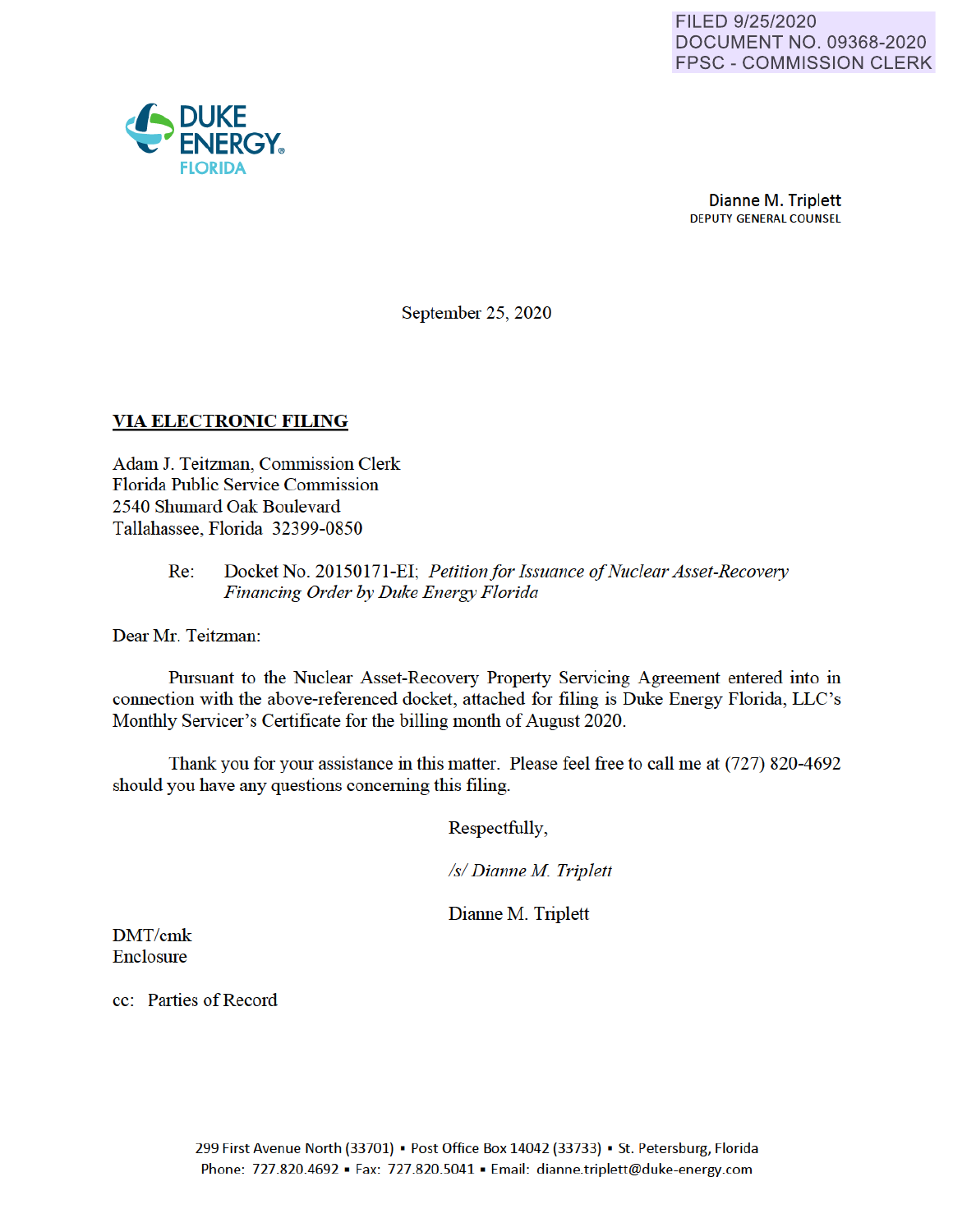FILED 9/25/2020
DOCUMENT NO. 09368-2020
FPSC - COMMISSION CLERK

DUKE ENERGY
FLORIDA

**Dianne M. Triplett**
DEPUTY GENERAL COUNSEL

September 25, 2020

**VIA ELECTRONIC FILING**

Adam J. Teitzman, Commission Clerk
Florida Public Service Commission
2540 Shumard Oak Boulevard
Tallahassee, Florida 32399-0850

Re: Docket No. 20150171-EI; *Petition for Issuance of Nuclear Asset-Recovery Financing Order by Duke Energy Florida*

Dear Mr. Teitzman:

Pursuant to the Nuclear Asset-Recovery Property Servicing Agreement entered into in connection with the above-referenced docket, attached for filing is Duke Energy Florida, LLC's Monthly Servicer's Certificate for the billing month of August 2020.

Thank you for your assistance in this matter. Please feel free to call me at (727) 820-4692 should you have any questions concerning this filing.

Respectfully,

*/s/ Dianne M. Triplett*

Dianne M. Triplett

DMT/cmk
Enclosure

cc: Parties of Record

299 First Avenue North (33701) ▪ Post Office Box 14042 (33733) ▪ St. Petersburg, Florida
Phone: 727.820.4692 ▪ Fax: 727.820.5041 ▪ Email: dianne.triplett@duke-energy.com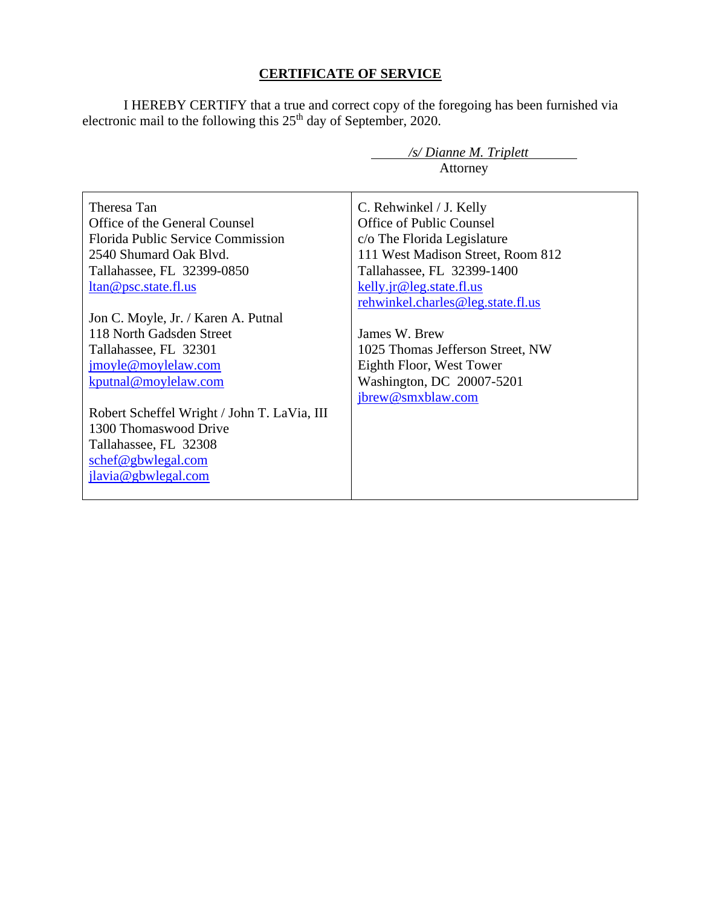## **CERTIFICATE OF SERVICE**

I HEREBY CERTIFY that a true and correct copy of the foregoing has been furnished via electronic mail to the following this 25th day of September, 2020.

*/s/ Dianne M. Triplett*
Attorney

| | |
|---|---|
| Theresa Tan<br>Office of the General Counsel<br>Florida Public Service Commission<br>2540 Shumard Oak Blvd.<br>Tallahassee, FL 32399-0850<br>ltan@psc.state.fl.us<br><br>Jon C. Moyle, Jr. / Karen A. Putnal<br>118 North Gadsden Street<br>Tallahassee, FL 32301<br>jmoyle@moylelaw.com<br>kputnal@moylelaw.com<br><br>Robert Scheffel Wright / John T. LaVia, III<br>1300 Thomaswood Drive<br>Tallahassee, FL 32308<br>schef@gbwlegal.com<br>jlavia@gbwlegal.com | C. Rehwinkel / J. Kelly<br>Office of Public Counsel<br>c/o The Florida Legislature<br>111 West Madison Street, Room 812<br>Tallahassee, FL 32399-1400<br>kelly.jr@leg.state.fl.us<br>rehwinkel.charles@leg.state.fl.us<br><br>James W. Brew<br>1025 Thomas Jefferson Street, NW<br>Eighth Floor, West Tower<br>Washington, DC 20007-5201<br>jbrew@smxblaw.com |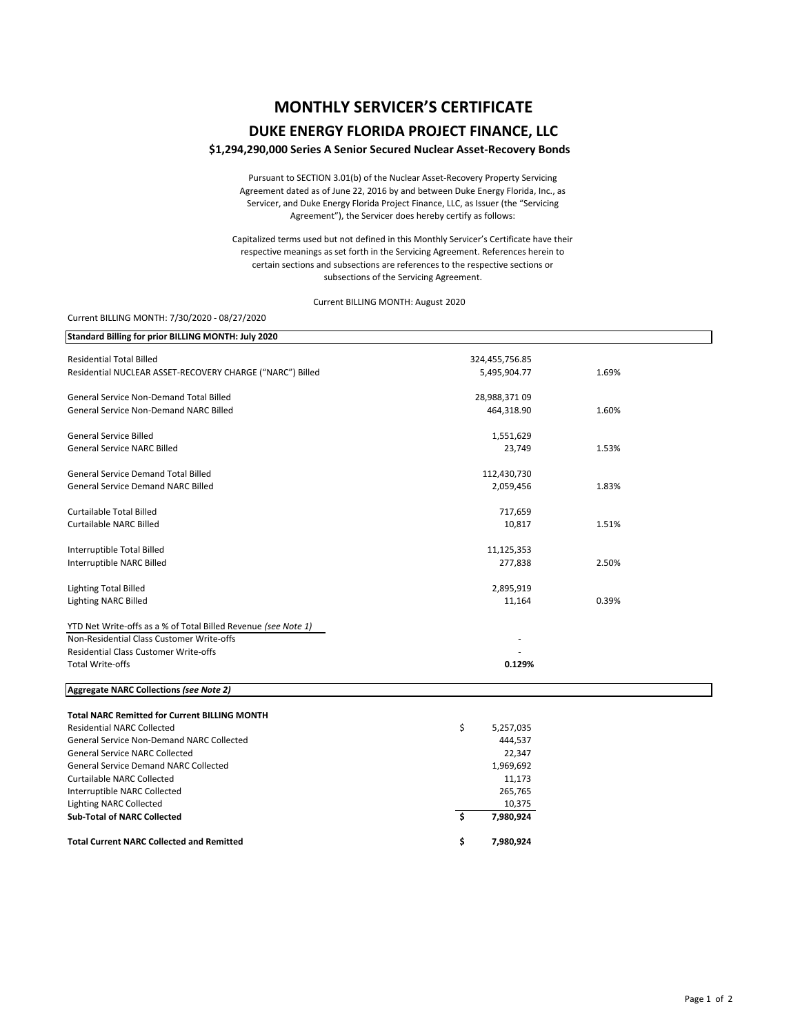# MONTHLY SERVICER'S CERTIFICATE

## DUKE ENERGY FLORIDA PROJECT FINANCE, LLC

### $1,294,290,000 Series A Senior Secured Nuclear Asset-Recovery Bonds

Pursuant to SECTION 3.01(b) of the Nuclear Asset-Recovery Property Servicing Agreement dated as of June 22, 2016 by and between Duke Energy Florida, Inc., as Servicer, and Duke Energy Florida Project Finance, LLC, as Issuer (the "Servicing Agreement"), the Servicer does hereby certify as follows:

Capitalized terms used but not defined in this Monthly Servicer's Certificate have their respective meanings as set forth in the Servicing Agreement. References herein to certain sections and subsections are references to the respective sections or subsections of the Servicing Agreement.

Current BILLING MONTH: August 2020

Current BILLING MONTH: 7/30/2020 - 08/27/2020

| Standard Billing for prior BILLING MONTH: July 2020 | | |
|---|---|---|
| Residential Total Billed | 324,455,756.85 | |
| Residential NUCLEAR ASSET-RECOVERY CHARGE ("NARC") Billed | 5,495,904.77 | 1.69% |
| | | |
| General Service Non-Demand Total Billed | 28,988,371 09 | |
| General Service Non-Demand NARC Billed | 464,318.90 | 1.60% |
| | | |
| General Service Billed | 1,551,629 | |
| General Service NARC Billed | 23,749 | 1.53% |
| | | |
| General Service Demand Total Billed | 112,430,730 | |
| General Service Demand NARC Billed | 2,059,456 | 1.83% |
| | | |
| Curtailable Total Billed | 717,659 | |
| Curtailable NARC Billed | 10,817 | 1.51% |
| | | |
| Interruptible Total Billed | 11,125,353 | |
| Interruptible NARC Billed | 277,838 | 2.50% |
| | | |
| Lighting Total Billed | 2,895,919 | |
| Lighting NARC Billed | 11,164 | 0.39% |
| | | |
| YTD Net Write-offs as a % of Total Billed Revenue *(see Note 1)* | | |
| Non-Residential Class Customer Write-offs | - | |
| Residential Class Customer Write-offs | - | |
| Total Write-offs | **0.129%** | |

| Aggregate NARC Collections *(see Note 2)* | |
|---|---|
| **Total NARC Remitted for Current BILLING MONTH** | |
| Residential NARC Collected | $ 5,257,035 |
| General Service Non-Demand NARC Collected | 444,537 |
| General Service NARC Collected | 22,347 |
| General Service Demand NARC Collected | 1,969,692 |
| Curtailable NARC Collected | 11,173 |
| Interruptible NARC Collected | 265,765 |
| Lighting NARC Collected | 10,375 |
| **Sub-Total of NARC Collected** | **$ 7,980,924** |
| | |
| **Total Current NARC Collected and Remitted** | **$ 7,980,924** |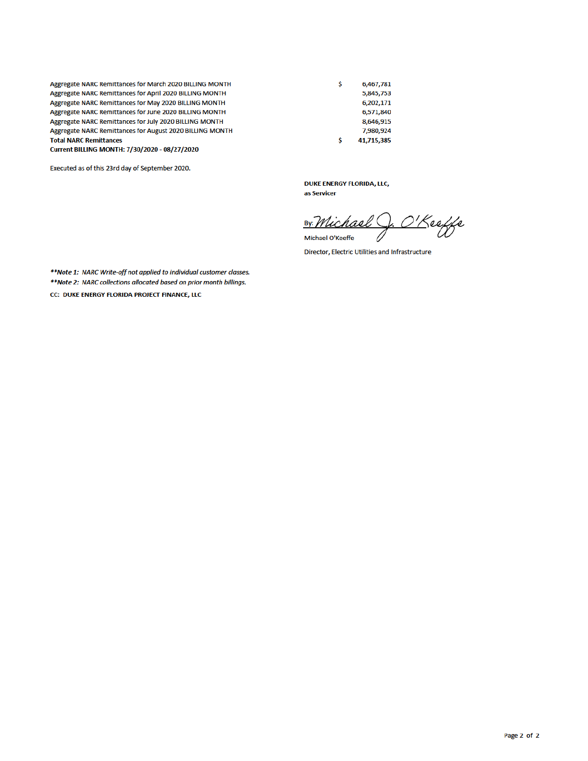| | | |
|---|---|---|
| Aggregate NARC Remittances for March 2020 BILLING MONTH | $ | 6,467,781 |
| Aggregate NARC Remittances for April 2020 BILLING MONTH | | 5,845,753 |
| Aggregate NARC Remittances for May 2020 BILLING MONTH | | 6,202,171 |
| Aggregate NARC Remittances for June 2020 BILLING MONTH | | 6,571,840 |
| Aggregate NARC Remittances for July 2020 BILLING MONTH | | 8,646,915 |
| Aggregate NARC Remittances for August 2020 BILLING MONTH | | 7,980,924 |
| **Total NARC Remittances** | **$** | **41,715,385** |
| **Current BILLING MONTH: 7/30/2020 - 08/27/2020** | | |

Executed as of this 23rd day of September 2020.

**DUKE ENERGY FLORIDA, LLC,**
**as Servicer**

By: *Michael J. O'Keeffe*
Michael O'Keeffe

Director, Electric Utilities and Infrastructure

***Note 1:** *NARC Write-off not applied to individual customer classes.*

***Note 2:** *NARC collections allocated based on prior month billings.*

**CC: DUKE ENERGY FLORIDA PROJECT FINANCE, LLC**